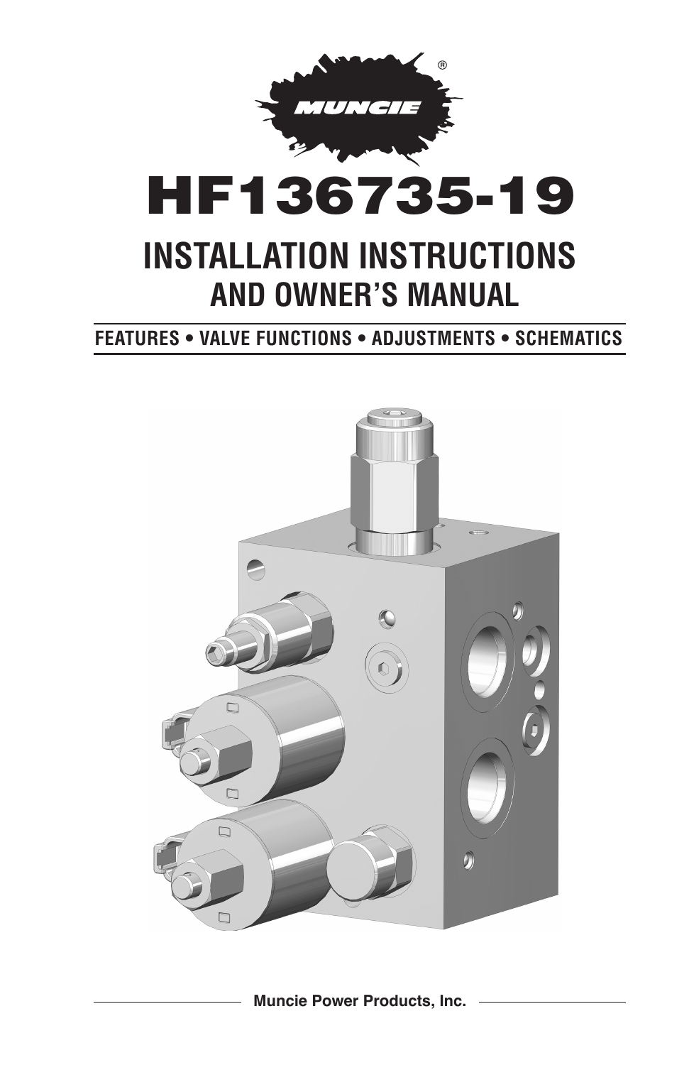MUNCIE®

# HF136735-19

## INSTALLATION INSTRUCTIONS AND OWNER'S MANUAL

**FEATURES • VALVE FUNCTIONS • ADJUSTMENTS • SCHEMATICS**

**Muncie Power Products, Inc.**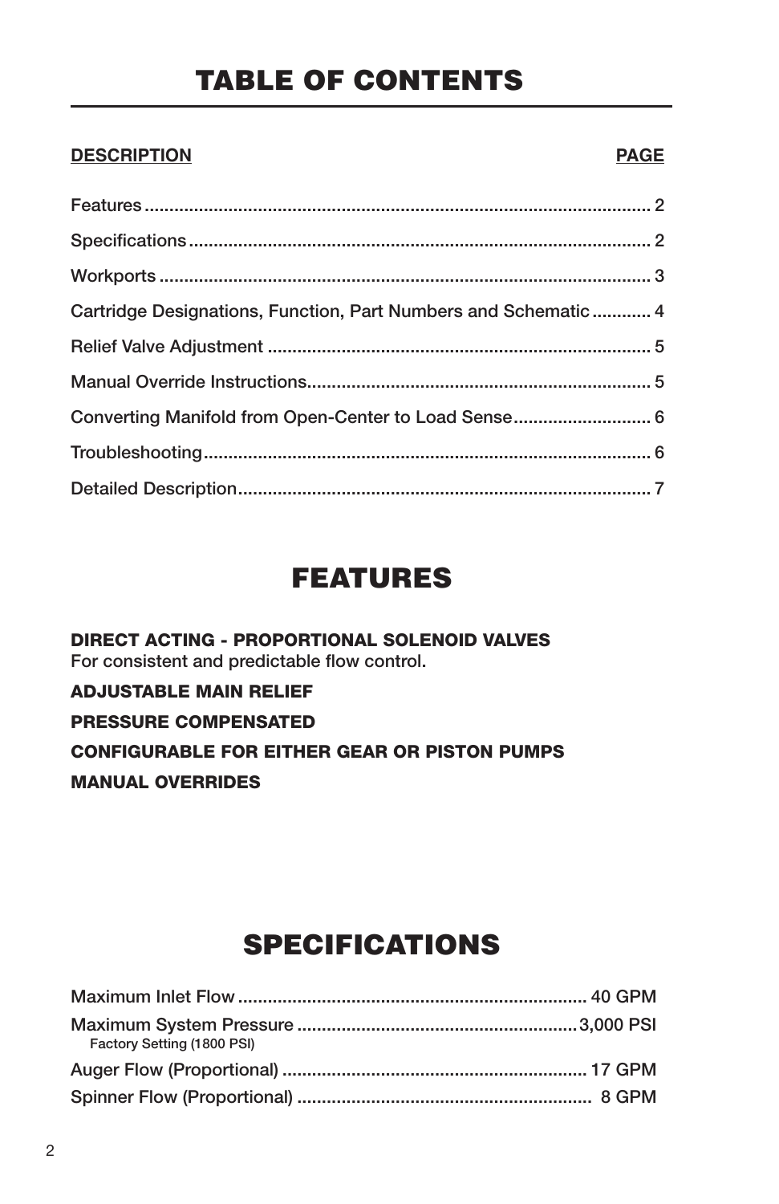# TABLE OF CONTENTS

| DESCRIPTION | PAGE |
|---|---|
| Features | 2 |
| Specifications | 2 |
| Workports | 3 |
| Cartridge Designations, Function, Part Numbers and Schematic | 4 |
| Relief Valve Adjustment | 5 |
| Manual Override Instructions | 5 |
| Converting Manifold from Open-Center to Load Sense | 6 |
| Troubleshooting | 6 |
| Detailed Description | 7 |

# FEATURES

**DIRECT ACTING - PROPORTIONAL SOLENOID VALVES**
For consistent and predictable flow control.

**ADJUSTABLE MAIN RELIEF**

**PRESSURE COMPENSATED**

**CONFIGURABLE FOR EITHER GEAR OR PISTON PUMPS**

**MANUAL OVERRIDES**

# SPECIFICATIONS

| | |
|---|---|
| Maximum Inlet Flow | 40 GPM |
| Maximum System Pressure<br>Factory Setting (1800 PSI) | 3,000 PSI |
| Auger Flow (Proportional) | 17 GPM |
| Spinner Flow (Proportional) | 8 GPM |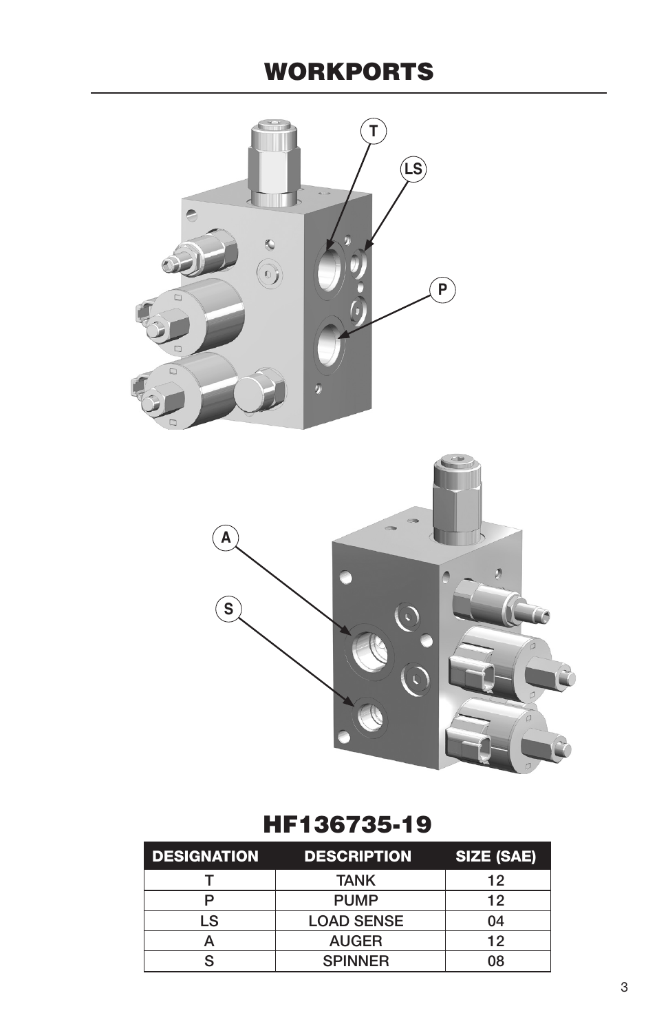# WORKPORTS

## HF136735-19

| DESIGNATION | DESCRIPTION | SIZE (SAE) |
|---|---|---|
| T | TANK | 12 |
| P | PUMP | 12 |
| LS | LOAD SENSE | 04 |
| A | AUGER | 12 |
| S | SPINNER | 08 |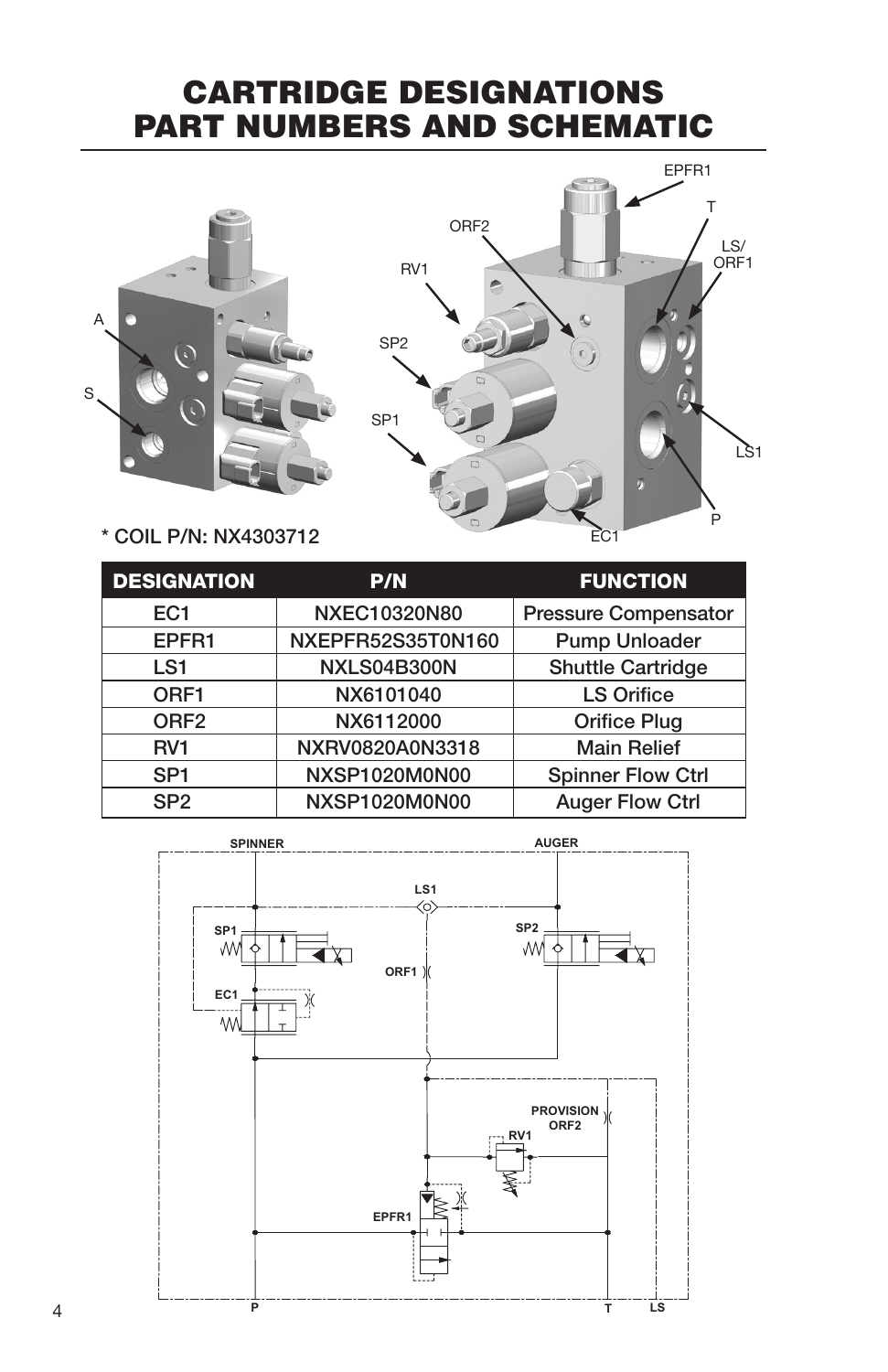# CARTRIDGE DESIGNATIONS PART NUMBERS AND SCHEMATIC

* COIL P/N: NX4303712

| DESIGNATION | P/N | FUNCTION |
| --- | --- | --- |
| EC1 | NXEC10320N80 | Pressure Compensator |
| EPFR1 | NXEPFR52S35T0N160 | Pump Unloader |
| LS1 | NXLS04B300N | Shuttle Cartridge |
| ORF1 | NX6101040 | LS Orifice |
| ORF2 | NX6112000 | Orifice Plug |
| RV1 | NXRV0820A0N3318 | Main Relief |
| SP1 | NXSP1020M0N00 | Spinner Flow Ctrl |
| SP2 | NXSP1020M0N00 | Auger Flow Ctrl |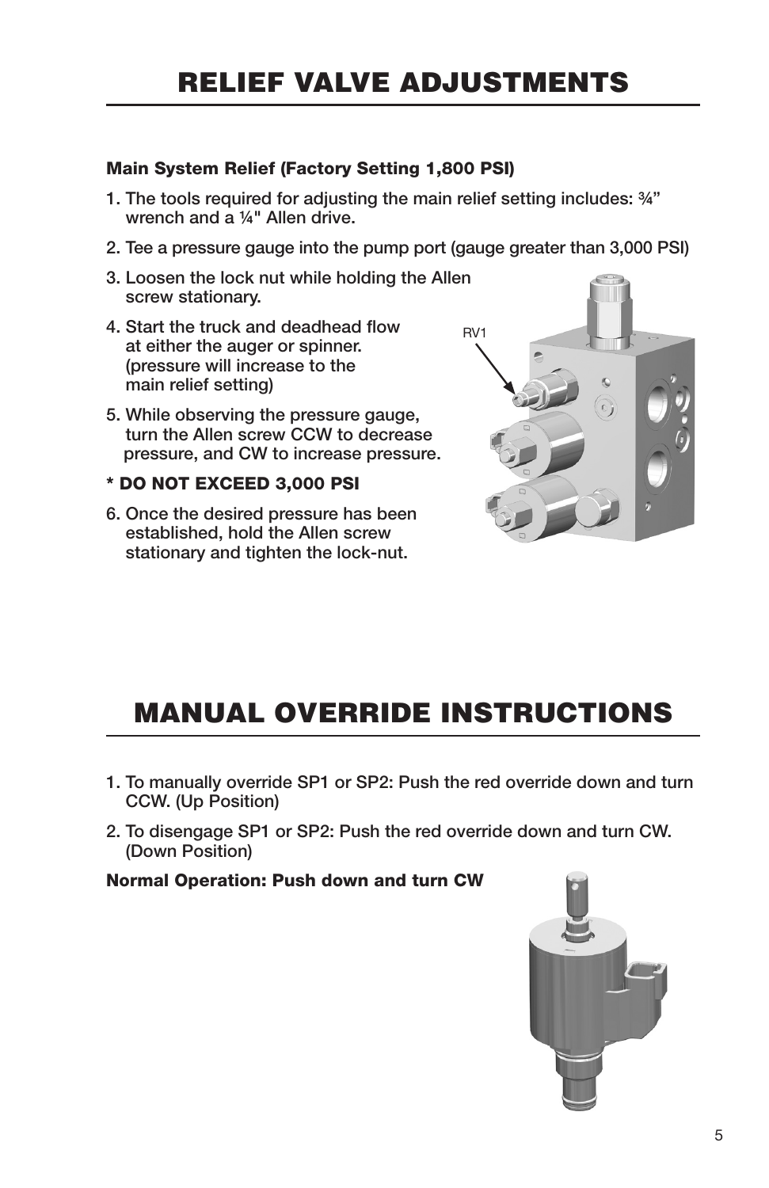# RELIEF VALVE ADJUSTMENTS

**Main System Relief (Factory Setting 1,800 PSI)**

1. The tools required for adjusting the main relief setting includes: ¾” wrench and a ¼" Allen drive.
2. Tee a pressure gauge into the pump port (gauge greater than 3,000 PSI)
3. Loosen the lock nut while holding the Allen screw stationary.
4. Start the truck and deadhead flow at either the auger or spinner. (pressure will increase to the main relief setting)
5. While observing the pressure gauge, turn the Allen screw CCW to decrease pressure, and CW to increase pressure.

**\* DO NOT EXCEED 3,000 PSI**

6. Once the desired pressure has been established, hold the Allen screw stationary and tighten the lock-nut.

RV1

# MANUAL OVERRIDE INSTRUCTIONS

1. To manually override SP1 or SP2: Push the red override down and turn CCW. (Up Position)
2. To disengage SP1 or SP2: Push the red override down and turn CW. (Down Position)

**Normal Operation: Push down and turn CW**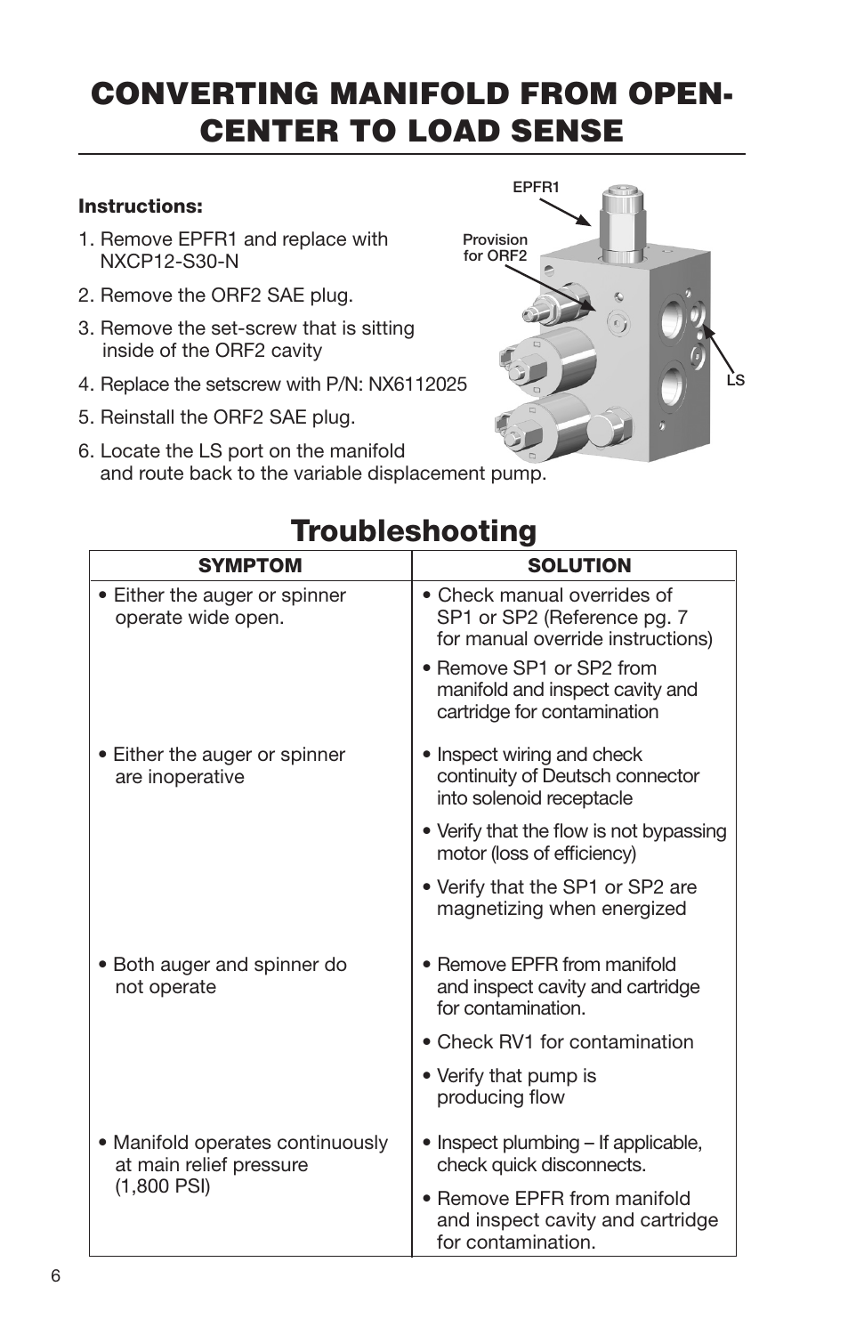# CONVERTING MANIFOLD FROM OPEN-CENTER TO LOAD SENSE

**Instructions:**

1. Remove EPFR1 and replace with NXCP12-S30-N
2. Remove the ORF2 SAE plug.
3. Remove the set-screw that is sitting inside of the ORF2 cavity
4. Replace the setscrew with P/N: NX6112025
5. Reinstall the ORF2 SAE plug.
6. Locate the LS port on the manifold and route back to the variable displacement pump.

EPFR1

Provision for ORF2

LS

# Troubleshooting

| SYMPTOM | SOLUTION |
|---|---|
| • Either the auger or spinner operate wide open. | • Check manual overrides of SP1 or SP2 (Reference pg. 7 for manual override instructions)<br>• Remove SP1 or SP2 from manifold and inspect cavity and cartridge for contamination |
| • Either the auger or spinner are inoperative | • Inspect wiring and check continuity of Deutsch connector into solenoid receptacle<br>• Verify that the flow is not bypassing motor (loss of efficiency)<br>• Verify that the SP1 or SP2 are magnetizing when energized |
| • Both auger and spinner do not operate | • Remove EPFR from manifold and inspect cavity and cartridge for contamination.<br>• Check RV1 for contamination<br>• Verify that pump is producing flow |
| • Manifold operates continuously at main relief pressure (1,800 PSI) | • Inspect plumbing – If applicable, check quick disconnects.<br>• Remove EPFR from manifold and inspect cavity and cartridge for contamination. |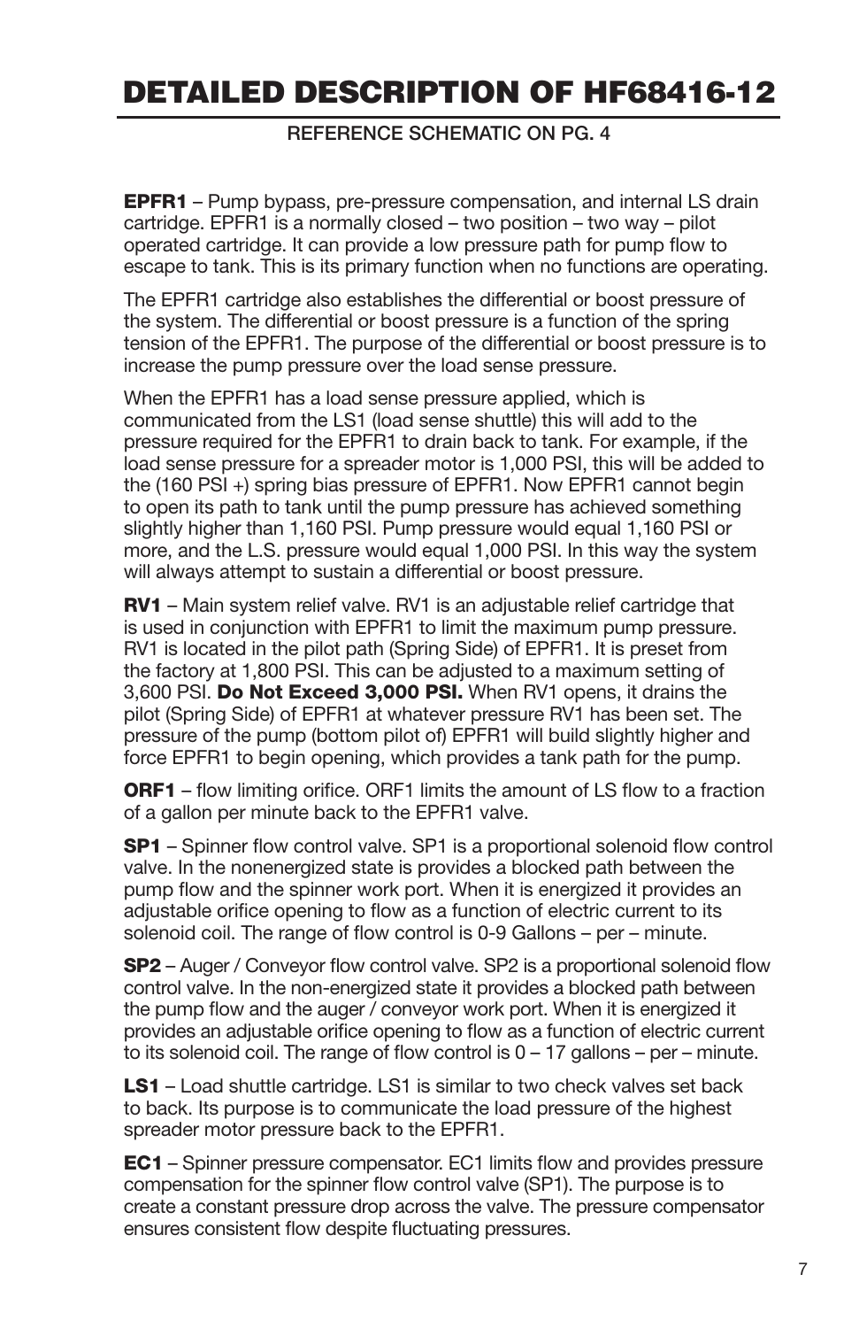# DETAILED DESCRIPTION OF HF68416-12

REFERENCE SCHEMATIC ON PG. 4

**EPFR1** – Pump bypass, pre-pressure compensation, and internal LS drain cartridge. EPFR1 is a normally closed – two position – two way – pilot operated cartridge. It can provide a low pressure path for pump flow to escape to tank. This is its primary function when no functions are operating.

The EPFR1 cartridge also establishes the differential or boost pressure of the system. The differential or boost pressure is a function of the spring tension of the EPFR1. The purpose of the differential or boost pressure is to increase the pump pressure over the load sense pressure.

When the EPFR1 has a load sense pressure applied, which is communicated from the LS1 (load sense shuttle) this will add to the pressure required for the EPFR1 to drain back to tank. For example, if the load sense pressure for a spreader motor is 1,000 PSI, this will be added to the (160 PSI +) spring bias pressure of EPFR1. Now EPFR1 cannot begin to open its path to tank until the pump pressure has achieved something slightly higher than 1,160 PSI. Pump pressure would equal 1,160 PSI or more, and the L.S. pressure would equal 1,000 PSI. In this way the system will always attempt to sustain a differential or boost pressure.

**RV1** – Main system relief valve. RV1 is an adjustable relief cartridge that is used in conjunction with EPFR1 to limit the maximum pump pressure. RV1 is located in the pilot path (Spring Side) of EPFR1. It is preset from the factory at 1,800 PSI. This can be adjusted to a maximum setting of 3,600 PSI. **Do Not Exceed 3,000 PSI.** When RV1 opens, it drains the pilot (Spring Side) of EPFR1 at whatever pressure RV1 has been set. The pressure of the pump (bottom pilot of) EPFR1 will build slightly higher and force EPFR1 to begin opening, which provides a tank path for the pump.

**ORF1** – flow limiting orifice. ORF1 limits the amount of LS flow to a fraction of a gallon per minute back to the EPFR1 valve.

**SP1** – Spinner flow control valve. SP1 is a proportional solenoid flow control valve. In the nonenergized state is provides a blocked path between the pump flow and the spinner work port. When it is energized it provides an adjustable orifice opening to flow as a function of electric current to its solenoid coil. The range of flow control is 0-9 Gallons – per – minute.

**SP2** – Auger / Conveyor flow control valve. SP2 is a proportional solenoid flow control valve. In the non-energized state it provides a blocked path between the pump flow and the auger / conveyor work port. When it is energized it provides an adjustable orifice opening to flow as a function of electric current to its solenoid coil. The range of flow control is 0 – 17 gallons – per – minute.

**LS1** – Load shuttle cartridge. LS1 is similar to two check valves set back to back. Its purpose is to communicate the load pressure of the highest spreader motor pressure back to the EPFR1.

**EC1** – Spinner pressure compensator. EC1 limits flow and provides pressure compensation for the spinner flow control valve (SP1). The purpose is to create a constant pressure drop across the valve. The pressure compensator ensures consistent flow despite fluctuating pressures.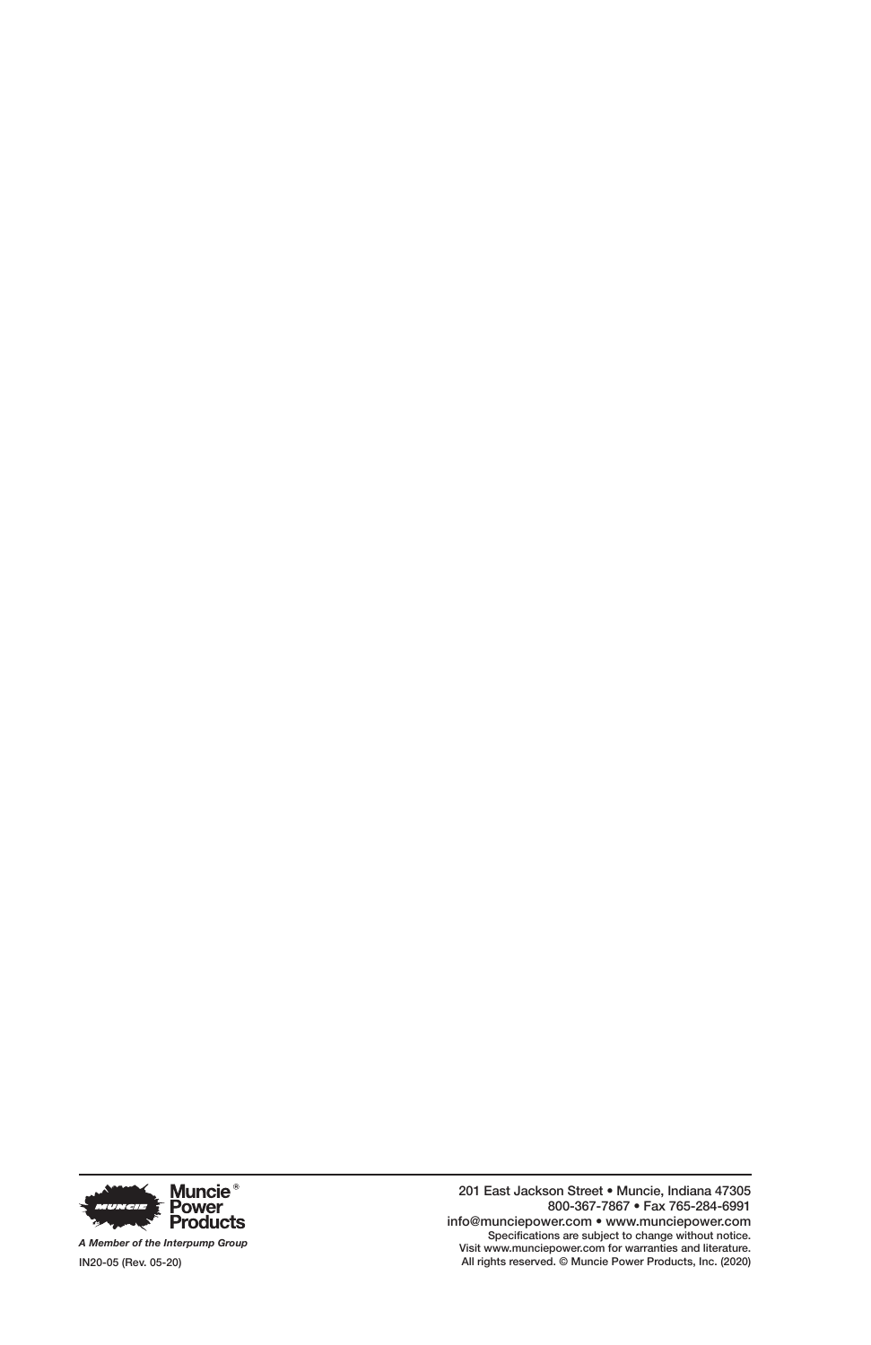Muncie® Power Products

*A Member of the Interpump Group*

IN20-05 (Rev. 05-20)

201 East Jackson Street • Muncie, Indiana 47305
800-367-7867 • Fax 765-284-6991
info@munciepower.com • www.munciepower.com
Specifications are subject to change without notice.
Visit www.munciepower.com for warranties and literature.
All rights reserved. © Muncie Power Products, Inc. (2020)